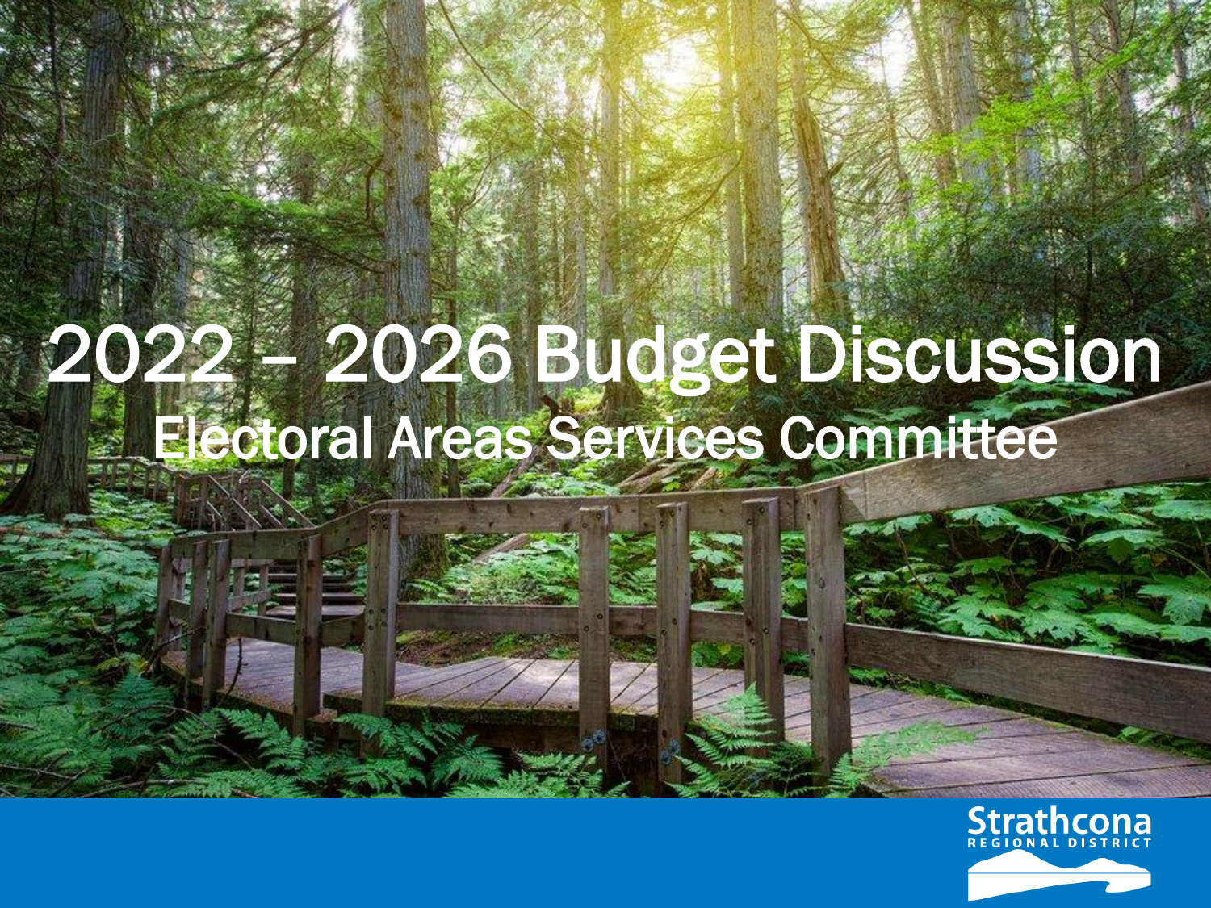# 2022 – 2026 Budget Discussion

## Electoral Areas Services Committee

Strathcona
REGIONAL DISTRICT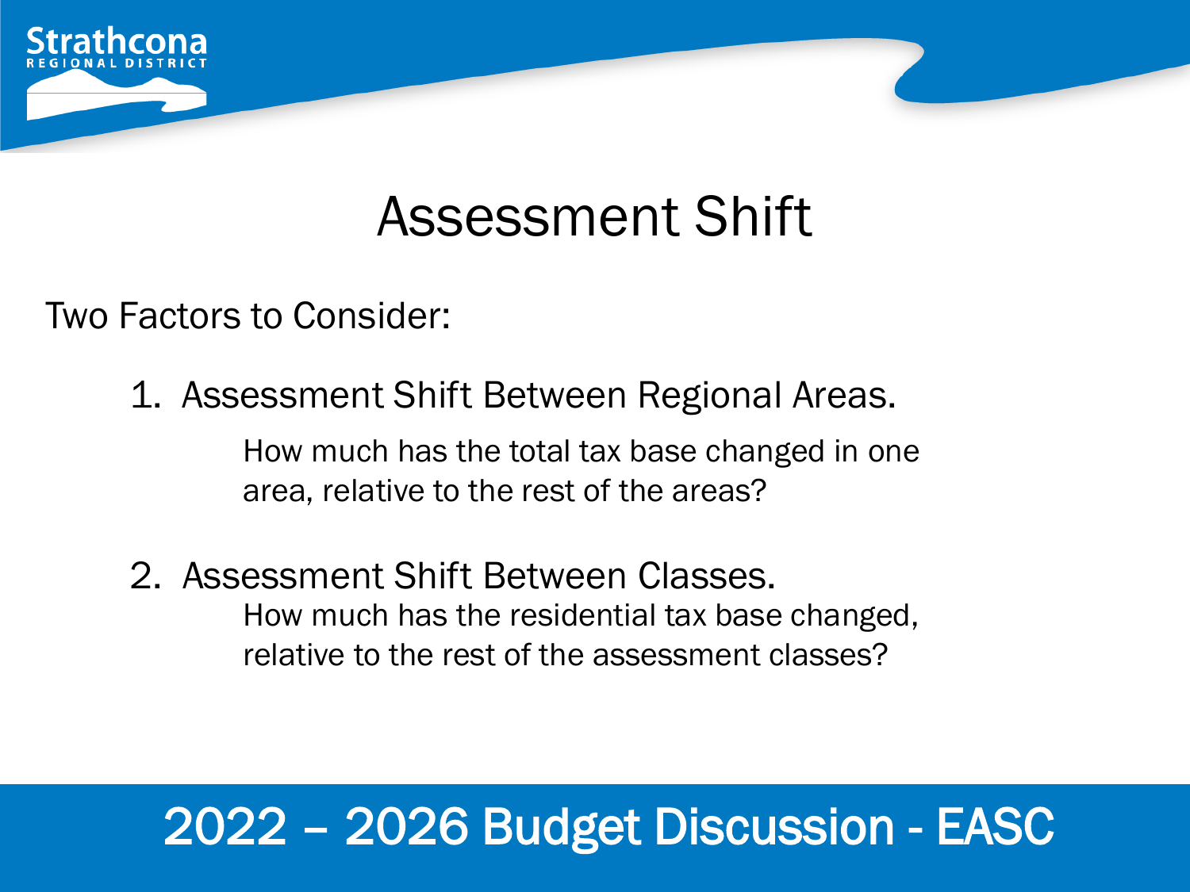# Assessment Shift

Two Factors to Consider:

1. Assessment Shift Between Regional Areas.

   How much has the total tax base changed in one area, relative to the rest of the areas?

2. Assessment Shift Between Classes.

   How much has the residential tax base changed, relative to the rest of the assessment classes?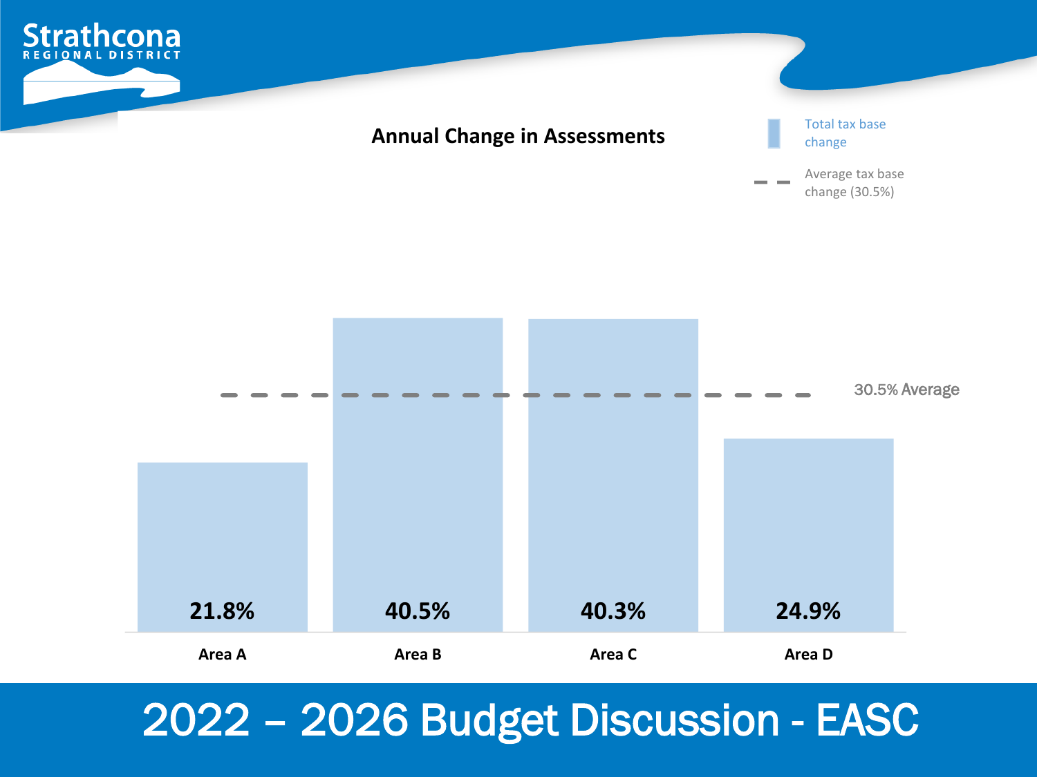## Annual Change in Assessments

| Area | Total tax base change |
| --- | --- |
| Area A | 21.8% |
| Area B | 40.5% |
| Area C | 40.3% |
| Area D | 24.9% |

Average tax base change (30.5%)

30.5% Average

# 2022 – 2026 Budget Discussion - EASC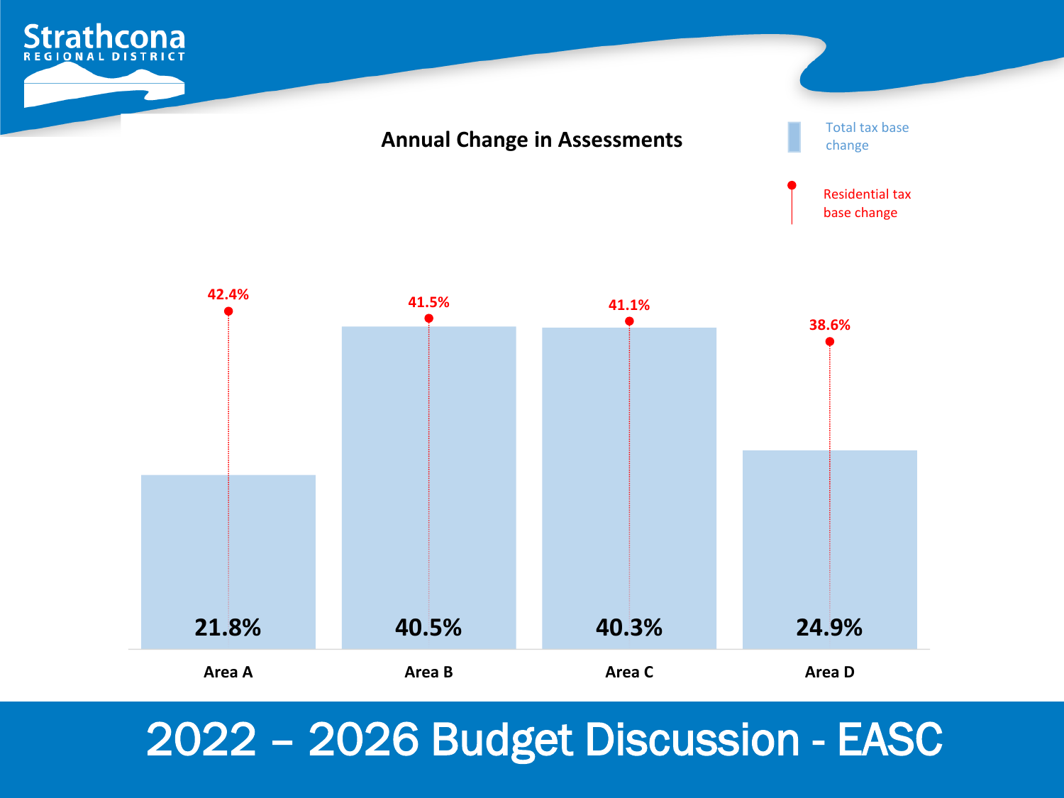# Annual Change in Assessments

| | Area A | Area B | Area C | Area D |
|---|---|---|---|---|
| Total tax base change | 21.8% | 40.5% | 40.3% | 24.9% |
| Residential tax base change | 42.4% | 41.5% | 41.1% | 38.6% |

## 2022 – 2026 Budget Discussion - EASC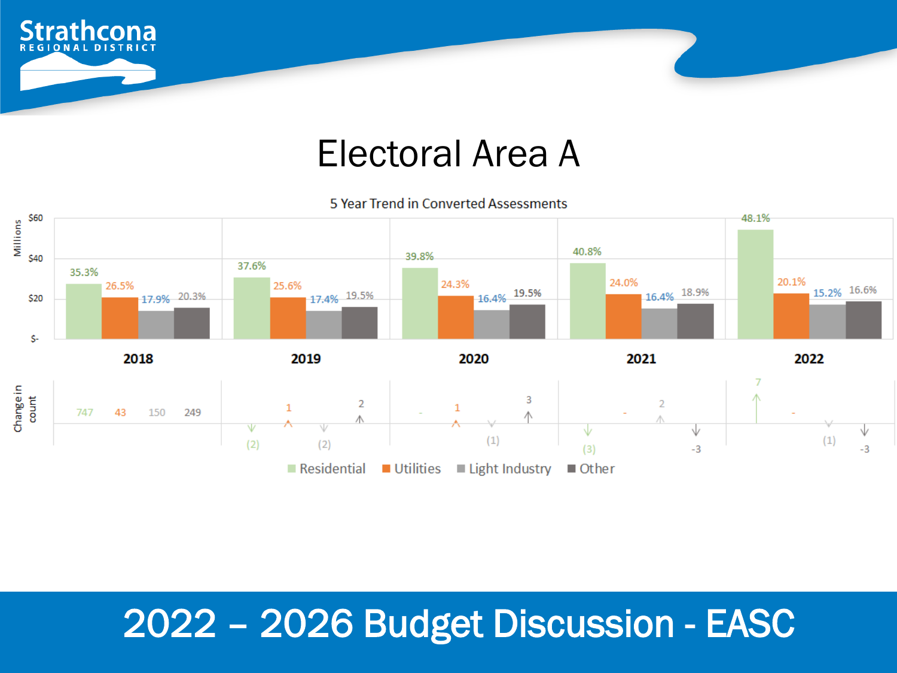# Electoral Area A

5 Year Trend in Converted Assessments

| Year | Residential | Utilities | Light Industry | Other |
|---|---|---|---|---|
| 2018 | 35.3% | 26.5% | 17.9% | 20.3% |
| 2019 | 37.6% | 25.6% | 17.4% | 19.5% |
| 2020 | 39.8% | 24.3% | 16.4% | 19.5% |
| 2021 | 40.8% | 24.0% | 16.4% | 18.9% |
| 2022 | 48.1% | 20.1% | 15.2% | 16.6% |

Change in count

| Year | Residential | Utilities | Light Industry | Other |
|---|---|---|---|---|
| 2018 | 747 | 43 | 150 | 249 |
| 2019 | (2) | 1 | (2) | 2 |
| 2020 | - | 1 | (1) | 3 |
| 2021 | (3) | - | 2 | -3 |
| 2022 | 7 | - | (1) | -3 |

Residential · Utilities · Light Industry · Other

2022 – 2026 Budget Discussion - EASC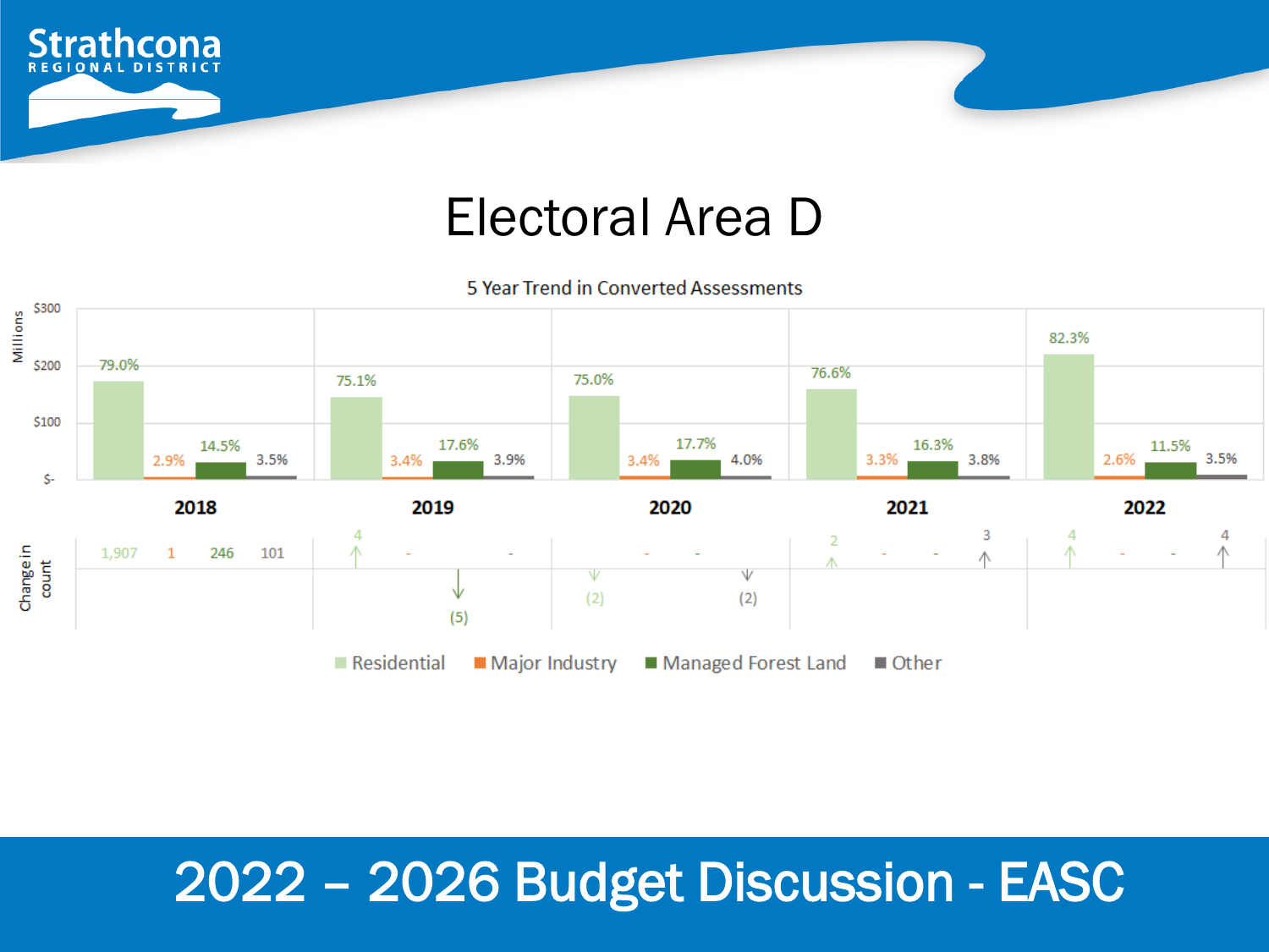# Electoral Area D

5 Year Trend in Converted Assessments

| | Residential | Major Industry | Managed Forest Land | Other |
|---|---|---|---|---|
| 2018 | 79.0% | 2.9% | 14.5% | 3.5% |
| 2019 | 75.1% | 3.4% | 17.6% | 3.9% |
| 2020 | 75.0% | 3.4% | 17.7% | 4.0% |
| 2021 | 76.6% | 3.3% | 16.3% | 3.8% |
| 2022 | 82.3% | 2.6% | 11.5% | 3.5% |

Change in count

| | Residential | Major Industry | Managed Forest Land | Other |
|---|---|---|---|---|
| 2018 | 1,907 | 1 | 246 | 101 |
| 2019 | 4 | - | (5) | - |
| 2020 | (2) | - | - | (2) |
| 2021 | 2 | - | - | 3 |
| 2022 | 4 | - | - | 4 |

## 2022 – 2026 Budget Discussion - EASC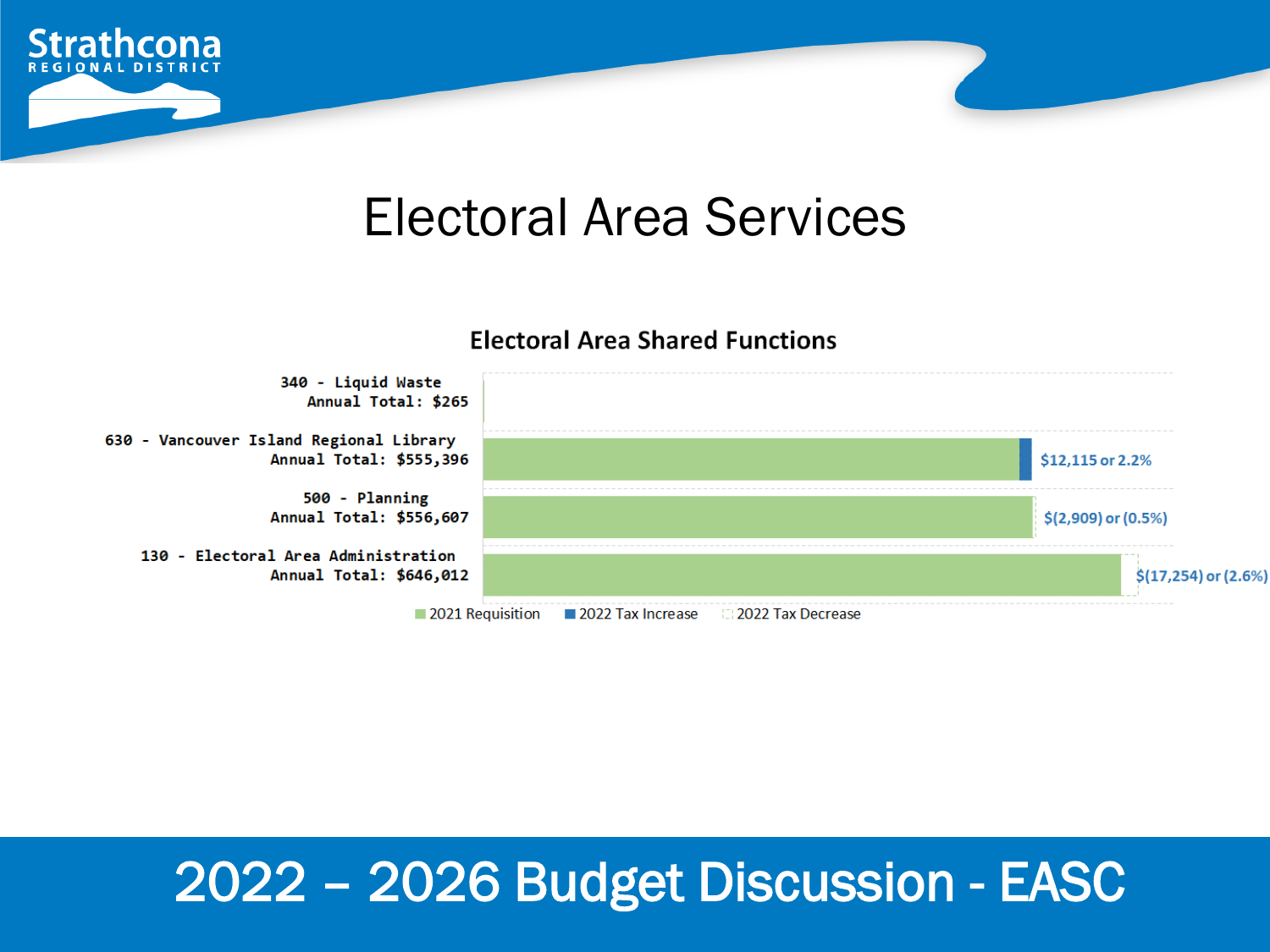# Electoral Area Services

## Electoral Area Shared Functions

| Function | Annual Total | 2022 Change |
| --- | --- | --- |
| 340 - Liquid Waste | $265 | |
| 630 - Vancouver Island Regional Library | $555,396 | $12,115 or 2.2% |
| 500 - Planning | $556,607 | $(2,909) or (0.5%) |
| 130 - Electoral Area Administration | $646,012 | $(17,254) or (2.6%) |

Legend: 2021 Requisition; 2022 Tax Increase; 2022 Tax Decrease

2022 – 2026 Budget Discussion - EASC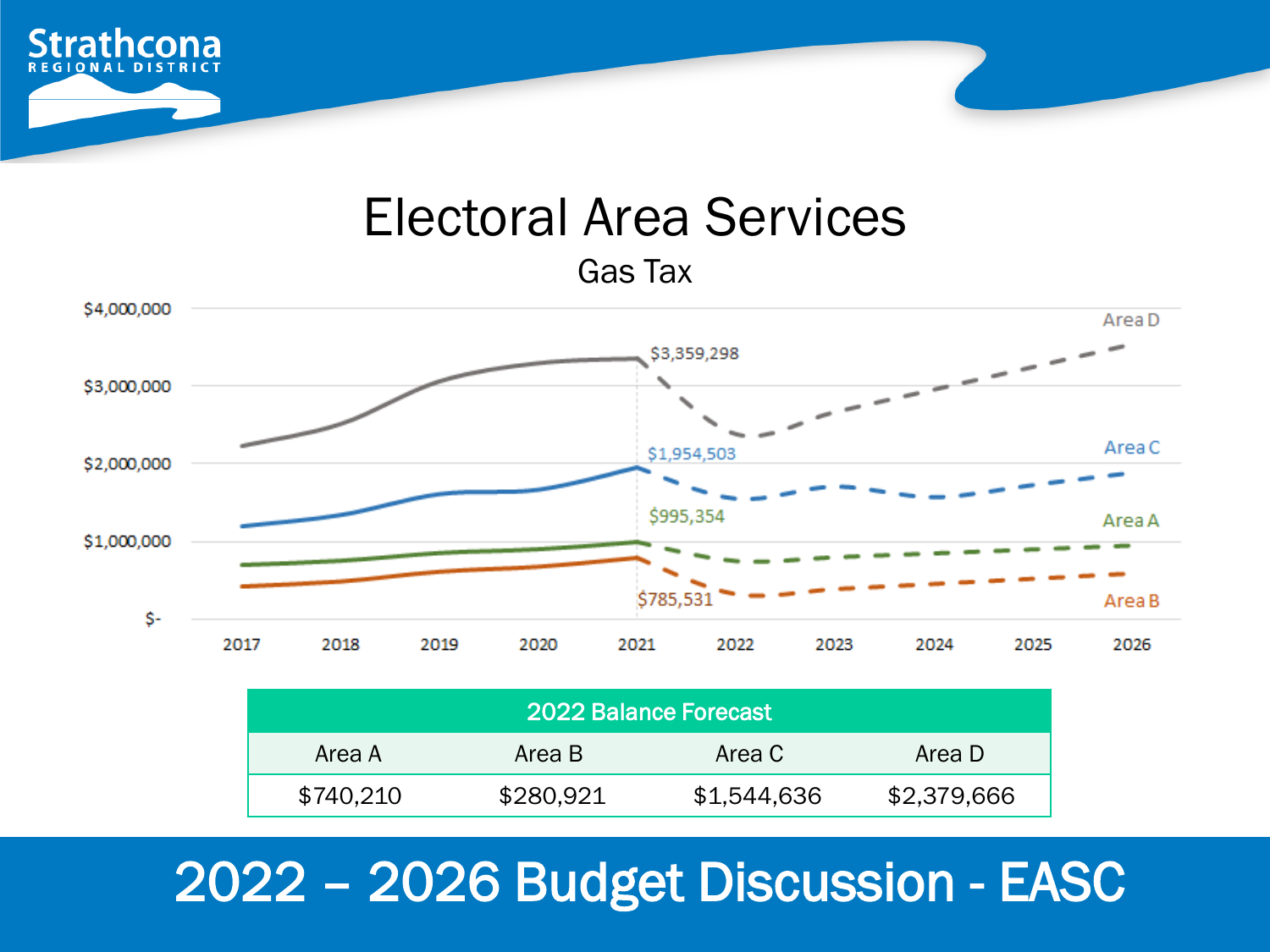# Electoral Area Services

## Gas Tax

| Year | Area A | Area B | Area C | Area D |
|---|---|---|---|---|
| 2021 | $995,354 | $785,531 | $1,954,503 | $3,359,298 |

| 2022 Balance Forecast | | | |
|---|---|---|---|
| Area A | Area B | Area C | Area D |
| $740,210 | $280,921 | $1,544,636 | $2,379,666 |

2022 – 2026 Budget Discussion - EASC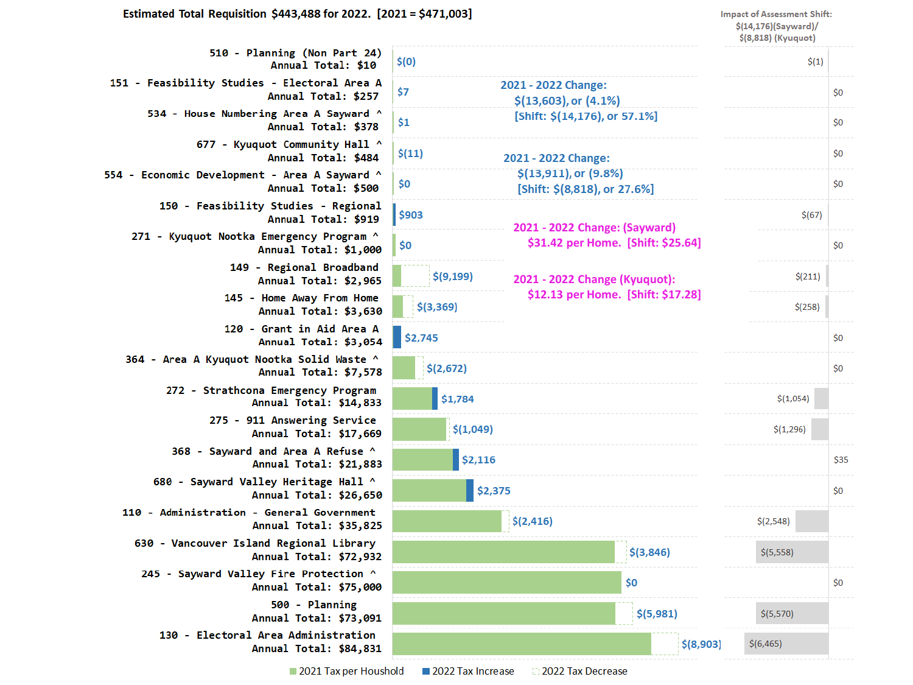**Estimated Total Requisition $443,488 for 2022. [2021 = $471,003]**

**Impact of Assessment Shift: $(14,176)(Sayward)/ $(8,818) (Kyuquot)**

| Service | Annual Total | 2022 Change | Impact of Assessment Shift |
|---|---|---|---|
| 510 - Planning (Non Part 24) | $10 | $(0) | $(1) |
| 151 - Feasibility Studies - Electoral Area A | $257 | $7 | $0 |
| 534 - House Numbering Area A Sayward ^ | $378 | $1 | $0 |
| 677 - Kyuquot Community Hall ^ | $484 | $(11) | $0 |
| 554 - Economic Development - Area A Sayward ^ | $500 | $0 | $0 |
| 150 - Feasibility Studies - Regional | $919 | $903 | $(67) |
| 271 - Kyuquot Nootka Emergency Program ^ | $1,000 | $0 | $0 |
| 149 - Regional Broadband | $2,965 | $(9,199) | $(211) |
| 145 - Home Away From Home | $3,630 | $(3,369) | $(258) |
| 120 - Grant in Aid Area A | $3,054 | $2,745 | $0 |
| 364 - Area A Kyuquot Nootka Solid Waste ^ | $7,578 | $(2,672) | $0 |
| 272 - Strathcona Emergency Program | $14,833 | $1,784 | $(1,054) |
| 275 - 911 Answering Service | $17,669 | $(1,049) | $(1,296) |
| 368 - Sayward and Area A Refuse ^ | $21,883 | $2,116 | $35 |
| 680 - Sayward Valley Heritage Hall ^ | $26,650 | $2,375 | $0 |
| 110 - Administration - General Government | $35,825 | $(2,416) | $(2,548) |
| 630 - Vancouver Island Regional Library | $72,932 | $(3,846) | $(5,558) |
| 245 - Sayward Valley Fire Protection ^ | $75,000 | $0 | $0 |
| 500 - Planning | $73,091 | $(5,981) | $(5,570) |
| 130 - Electoral Area Administration | $84,831 | $(8,903) | $(6,465) |

2021 - 2022 Change:
$(13,603), or (4.1%)
[Shift: $(14,176), or 57.1%]

2021 - 2022 Change:
$(13,911), or (9.8%)
[Shift: $(8,818), or 27.6%]

2021 - 2022 Change: (Sayward)
$31.42 per Home. [Shift: $25.64]

2021 - 2022 Change (Kyuquot):
$12.13 per Home. [Shift: $17.28]

Legend: 2021 Tax per Houshold | 2022 Tax Increase | 2022 Tax Decrease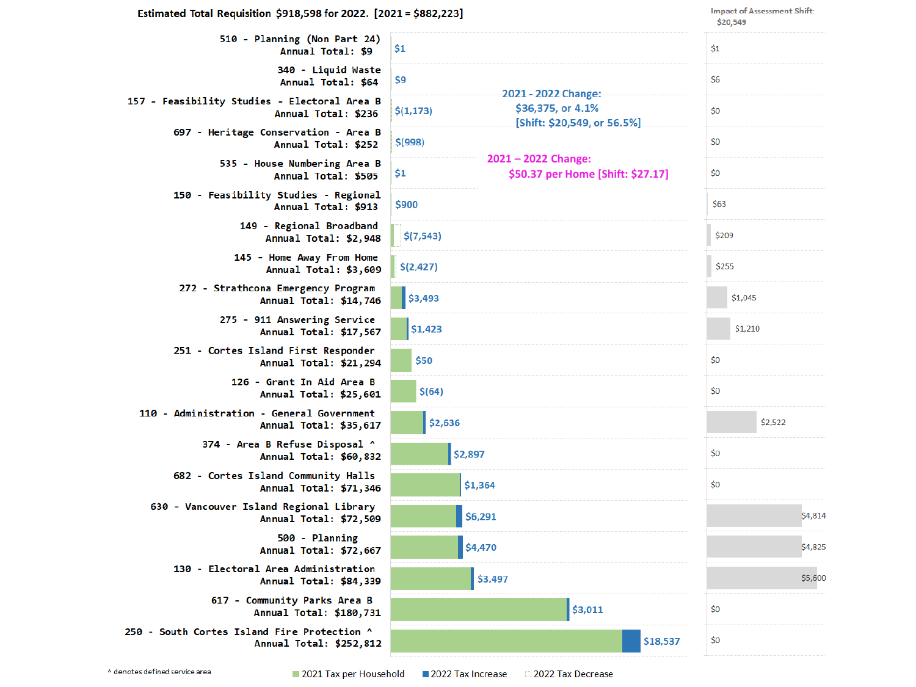**Estimated Total Requisition $918,598 for 2022. [2021 = $882,223]**

Impact of Assessment Shift: $20,549

2021 - 2022 Change: $36,375, or 4.1% [Shift: $20,549, or 56.5%]

2021 – 2022 Change: $50.37 per Home [Shift: $27.17]

| Service | Annual Total | 2022 Change | Impact of Assessment Shift |
|---|---|---|---|
| 510 - Planning (Non Part 24) | $9 | $1 | $1 |
| 340 - Liquid Waste | $64 | $9 | $6 |
| 157 - Feasibility Studies - Electoral Area B | $236 | $(1,173) | $0 |
| 697 - Heritage Conservation - Area B | $252 | $(998) | $0 |
| 535 - House Numbering Area B | $505 | $1 | $0 |
| 150 - Feasibility Studies - Regional | $913 | $900 | $63 |
| 149 - Regional Broadband | $2,948 | $(7,543) | $209 |
| 145 - Home Away From Home | $3,609 | $(2,427) | $255 |
| 272 - Strathcona Emergency Program | $14,746 | $3,493 | $1,045 |
| 275 - 911 Answering Service | $17,567 | $1,423 | $1,210 |
| 251 - Cortes Island First Responder | $21,294 | $50 | $0 |
| 126 - Grant In Aid Area B | $25,601 | $(64) | $0 |
| 110 - Administration - General Government | $35,617 | $2,636 | $2,522 |
| 374 - Area B Refuse Disposal ^ | $60,832 | $2,897 | $0 |
| 682 - Cortes Island Community Halls | $71,346 | $1,364 | $0 |
| 630 - Vancouver Island Regional Library | $72,509 | $6,291 | $4,814 |
| 500 - Planning | $72,667 | $4,470 | $4,825 |
| 130 - Electoral Area Administration | $84,339 | $3,497 | $5,600 |
| 617 - Community Parks Area B | $180,731 | $3,011 | $0 |
| 250 - South Cortes Island Fire Protection ^ | $252,812 | $18,537 | $0 |

^ denotes defined service area

Legend: 2021 Tax per Household; 2022 Tax Increase; 2022 Tax Decrease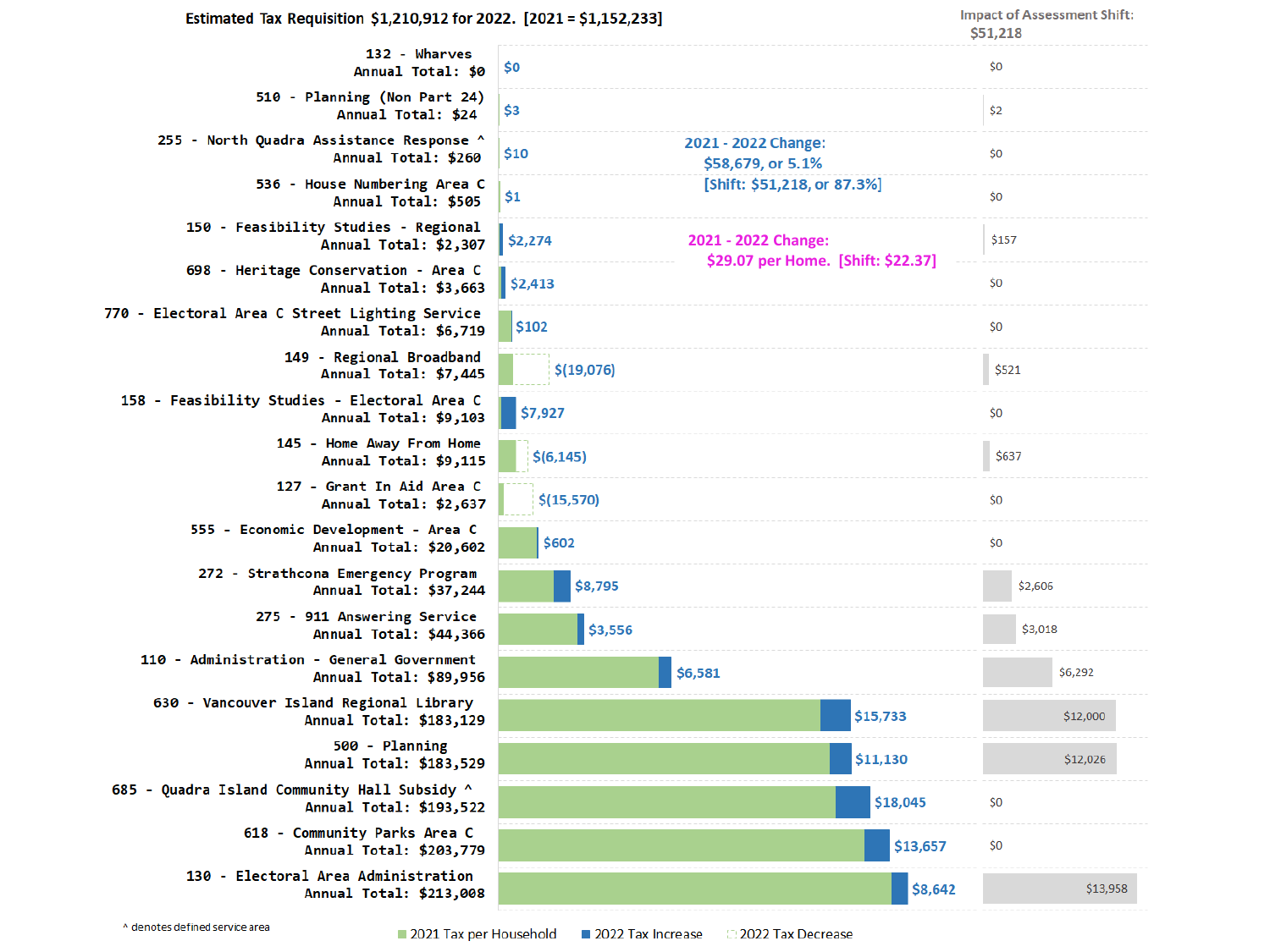**Estimated Tax Requisition $1,210,912 for 2022. [2021 = $1,152,233]**

**Impact of Assessment Shift: $51,218**

**2021 - 2022 Change: $58,679, or 5.1% [Shift: $51,218, or 87.3%]**

**2021 - 2022 Change: $29.07 per Home. [Shift: $22.37]**

| Service | Annual Total | 2022 Tax Increase / (Decrease) | Impact of Assessment Shift |
|---|---|---|---|
| 132 - Wharves | $0 | $0 | $0 |
| 510 - Planning (Non Part 24) | $24 | $3 | $2 |
| 255 - North Quadra Assistance Response ^ | $260 | $10 | $0 |
| 536 - House Numbering Area C | $505 | $1 | $0 |
| 150 - Feasibility Studies - Regional | $2,307 | $2,274 | $157 |
| 698 - Heritage Conservation - Area C | $3,663 | $2,413 | $0 |
| 770 - Electoral Area C Street Lighting Service | $6,719 | $102 | $0 |
| 149 - Regional Broadband | $7,445 | $(19,076) | $521 |
| 158 - Feasibility Studies - Electoral Area C | $9,103 | $7,927 | $0 |
| 145 - Home Away From Home | $9,115 | $(6,145) | $637 |
| 127 - Grant In Aid Area C | $2,637 | $(15,570) | $0 |
| 555 - Economic Development - Area C | $20,602 | $602 | $0 |
| 272 - Strathcona Emergency Program | $37,244 | $8,795 | $2,606 |
| 275 - 911 Answering Service | $44,366 | $3,556 | $3,018 |
| 110 - Administration - General Government | $89,956 | $6,581 | $6,292 |
| 630 - Vancouver Island Regional Library | $183,129 | $15,733 | $12,000 |
| 500 - Planning | $183,529 | $11,130 | $12,026 |
| 685 - Quadra Island Community Hall Subsidy ^ | $193,522 | $18,045 | $0 |
| 618 - Community Parks Area C | $203,779 | $13,657 | $0 |
| 130 - Electoral Area Administration | $213,008 | $8,642 | $13,958 |

^ denotes defined service area

Legend: 2021 Tax per Household; 2022 Tax Increase; 2022 Tax Decrease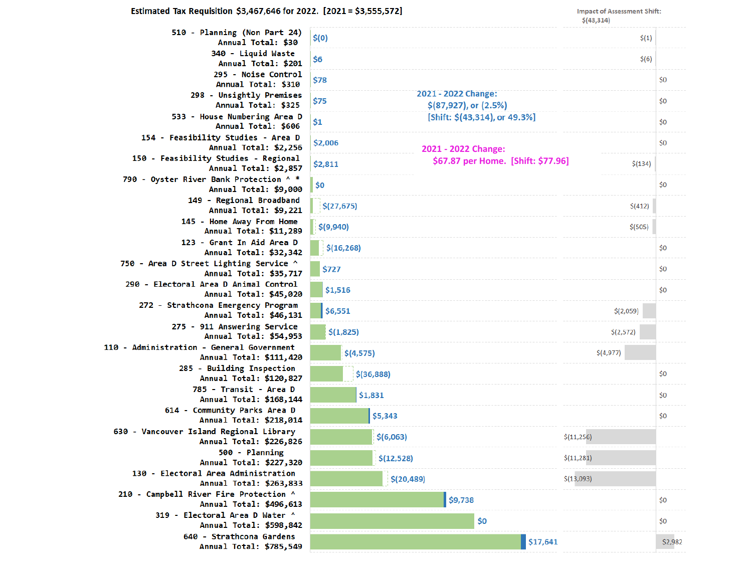**Estimated Tax Requisition $3,467,646 for 2022. [2021 = $3,555,572]**

Impact of Assessment Shift: $(43,314)

2021 - 2022 Change: $(87,927), or (2.5%) [Shift: $(43,314), or 49.3%]

2021 - 2022 Change: $67.87 per Home. [Shift: $77.96]

| Service | Annual Total | 2021 - 2022 Change | Impact of Assessment Shift |
|---|---|---|---|
| 510 - Planning (Non Part 24) | $30 | $(0) | $(1) |
| 340 - Liquid Waste | $201 | $6 | $(6) |
| 295 - Noise Control | $310 | $78 | $0 |
| 298 - Unsightly Premises | $325 | $75 | $0 |
| 533 - House Numbering Area D | $606 | $1 | $0 |
| 154 - Feasibility Studies - Area D | $2,256 | $2,006 | $0 |
| 150 - Feasibility Studies - Regional | $2,857 | $2,811 | $(134) |
| 790 - Oyster River Bank Protection ^ * | $9,000 | $0 | $0 |
| 149 - Regional Broadband | $9,221 | $(27,675) | $(412) |
| 145 - Home Away From Home | $11,289 | $(9,940) | $(505) |
| 123 - Grant In Aid Area D | $32,342 | $(16,268) | $0 |
| 750 - Area D Street Lighting Service ^ | $35,717 | $727 | $0 |
| 290 - Electoral Area D Animal Control | $45,020 | $1,516 | $0 |
| 272 - Strathcona Emergency Program | $46,131 | $6,551 | $(2,059) |
| 275 - 911 Answering Service | $54,953 | $(1,825) | $(2,572) |
| 110 - Administration - General Government | $111,420 | $(4,575) | $(4,977) |
| 285 - Building Inspection | $120,827 | $(36,888) | $0 |
| 785 - Transit - Area D | $168,144 | $1,831 | $0 |
| 614 - Community Parks Area D | $218,014 | $5,343 | $0 |
| 630 - Vancouver Island Regional Library | $226,826 | $(6,063) | $(11,256) |
| 500 - Planning | $227,320 | $(12,528) | $(11,281) |
| 130 - Electoral Area Administration | $263,833 | $(20,489) | $(13,093) |
| 210 - Campbell River Fire Protection ^ | $496,613 | $9,738 | $0 |
| 319 - Electoral Area D Water ^ | $598,842 | $0 | $0 |
| 640 - Strathcona Gardens | $785,549 | $17,641 | $2,982 |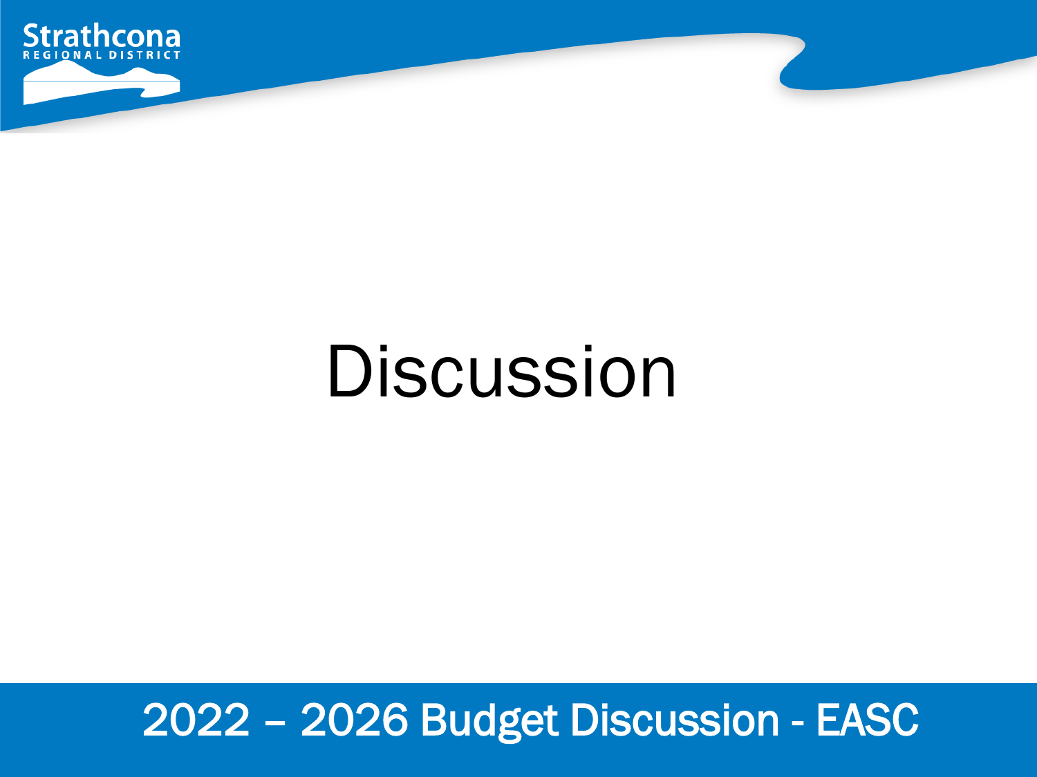# Discussion

2022 – 2026 Budget Discussion - EASC